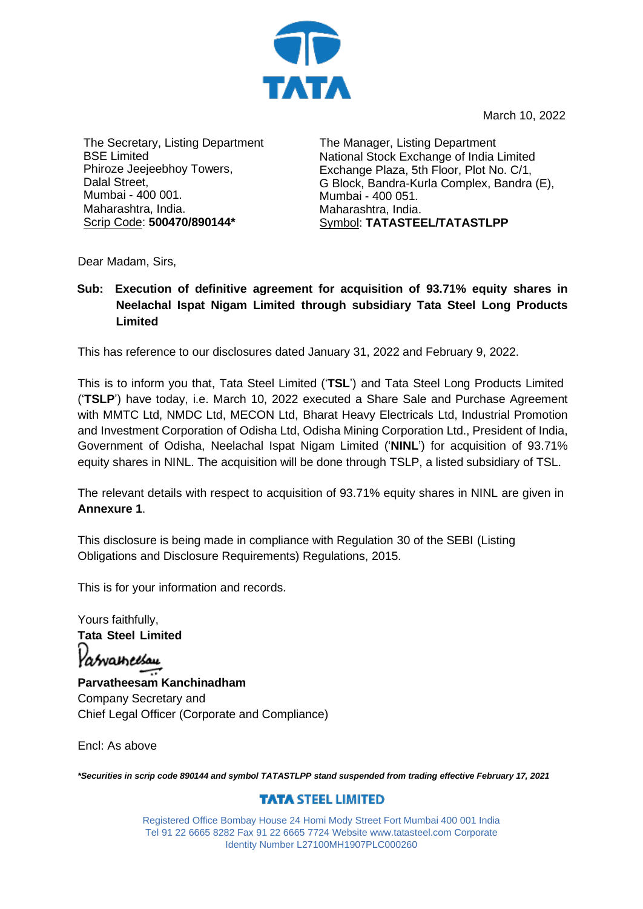March 10, 2022

The Secretary, Listing Department
BSE Limited
Phiroze Jeejeebhoy Towers,
Dalal Street,
Mumbai - 400 001.
Maharashtra, India.
Scrip Code: **500470/890144***

The Manager, Listing Department
National Stock Exchange of India Limited
Exchange Plaza, 5th Floor, Plot No. C/1,
G Block, Bandra-Kurla Complex, Bandra (E),
Mumbai - 400 051.
Maharashtra, India.
Symbol: **TATASTEEL/TATASTLPP**

Dear Madam, Sirs,

**Sub: Execution of definitive agreement for acquisition of 93.71% equity shares in Neelachal Ispat Nigam Limited through subsidiary Tata Steel Long Products Limited**

This has reference to our disclosures dated January 31, 2022 and February 9, 2022.

This is to inform you that, Tata Steel Limited ('**TSL**') and Tata Steel Long Products Limited ('**TSLP**') have today, i.e. March 10, 2022 executed a Share Sale and Purchase Agreement with MMTC Ltd, NMDC Ltd, MECON Ltd, Bharat Heavy Electricals Ltd, Industrial Promotion and Investment Corporation of Odisha Ltd, Odisha Mining Corporation Ltd., President of India, Government of Odisha, Neelachal Ispat Nigam Limited ('**NINL**') for acquisition of 93.71% equity shares in NINL. The acquisition will be done through TSLP, a listed subsidiary of TSL.

The relevant details with respect to acquisition of 93.71% equity shares in NINL are given in **Annexure 1**.

This disclosure is being made in compliance with Regulation 30 of the SEBI (Listing Obligations and Disclosure Requirements) Regulations, 2015.

This is for your information and records.

Yours faithfully,
**Tata Steel Limited**

**Parvatheesam Kanchinadham**
Company Secretary and
Chief Legal Officer (Corporate and Compliance)

Encl: As above

***Securities in scrip code 890144 and symbol TATASTLPP stand suspended from trading effective February 17, 2021***

**TATA STEEL LIMITED**

Registered Office Bombay House 24 Homi Mody Street Fort Mumbai 400 001 India
Tel 91 22 6665 8282 Fax 91 22 6665 7724 Website www.tatasteel.com Corporate Identity Number L27100MH1907PLC000260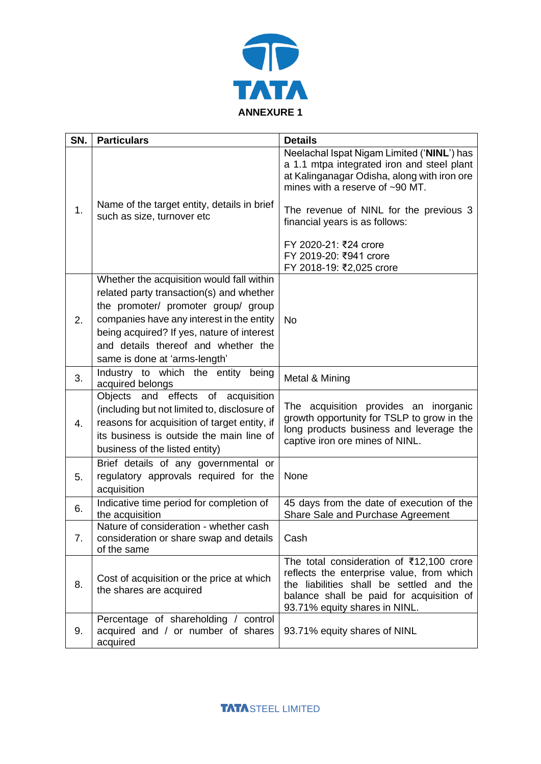## ANNEXURE 1

| SN. | Particulars | Details |
|---|---|---|
| 1. | Name of the target entity, details in brief such as size, turnover etc | Neelachal Ispat Nigam Limited ('**NINL**') has a 1.1 mtpa integrated iron and steel plant at Kalinganagar Odisha, along with iron ore mines with a reserve of ~90 MT.<br><br>The revenue of NINL for the previous 3 financial years is as follows:<br><br>FY 2020-21: ₹24 crore<br>FY 2019-20: ₹941 crore<br>FY 2018-19: ₹2,025 crore |
| 2. | Whether the acquisition would fall within related party transaction(s) and whether the promoter/ promoter group/ group companies have any interest in the entity being acquired? If yes, nature of interest and details thereof and whether the same is done at 'arms-length' | No |
| 3. | Industry to which the entity being acquired belongs | Metal & Mining |
| 4. | Objects and effects of acquisition (including but not limited to, disclosure of reasons for acquisition of target entity, if its business is outside the main line of business of the listed entity) | The acquisition provides an inorganic growth opportunity for TSLP to grow in the long products business and leverage the captive iron ore mines of NINL. |
| 5. | Brief details of any governmental or regulatory approvals required for the acquisition | None |
| 6. | Indicative time period for completion of the acquisition | 45 days from the date of execution of the Share Sale and Purchase Agreement |
| 7. | Nature of consideration - whether cash consideration or share swap and details of the same | Cash |
| 8. | Cost of acquisition or the price at which the shares are acquired | The total consideration of ₹12,100 crore reflects the enterprise value, from which the liabilities shall be settled and the balance shall be paid for acquisition of 93.71% equity shares in NINL. |
| 9. | Percentage of shareholding / control acquired and / or number of shares acquired | 93.71% equity shares of NINL |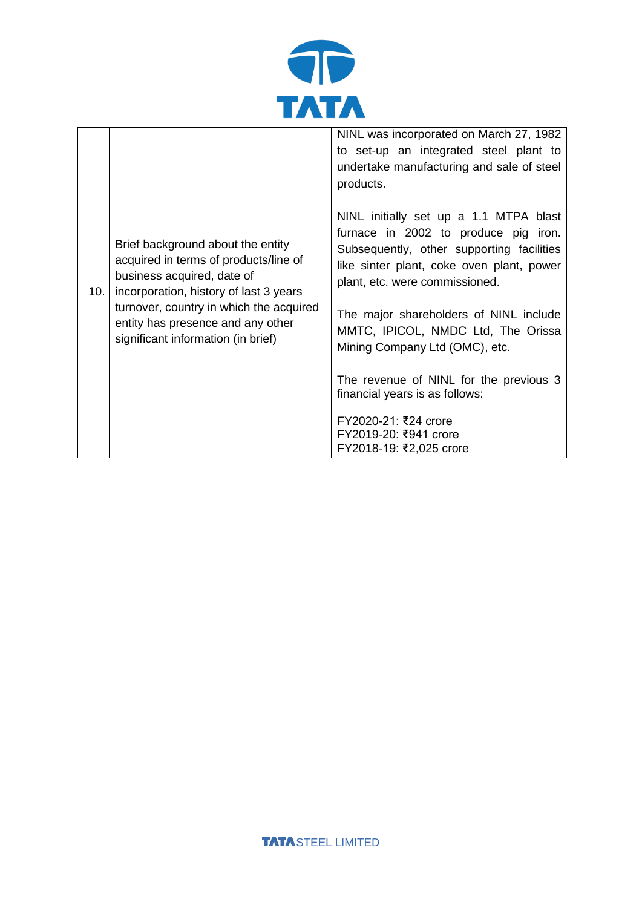| | | |
|---|---|---|
| 10. | Brief background about the entity acquired in terms of products/line of business acquired, date of incorporation, history of last 3 years turnover, country in which the acquired entity has presence and any other significant information (in brief) | NINL was incorporated on March 27, 1982 to set-up an integrated steel plant to undertake manufacturing and sale of steel products.<br><br>NINL initially set up a 1.1 MTPA blast furnace in 2002 to produce pig iron. Subsequently, other supporting facilities like sinter plant, coke oven plant, power plant, etc. were commissioned.<br><br>The major shareholders of NINL include MMTC, IPICOL, NMDC Ltd, The Orissa Mining Company Ltd (OMC), etc.<br><br>The revenue of NINL for the previous 3 financial years is as follows:<br><br>FY2020-21: ₹24 crore<br>FY2019-20: ₹941 crore<br>FY2018-19: ₹2,025 crore |